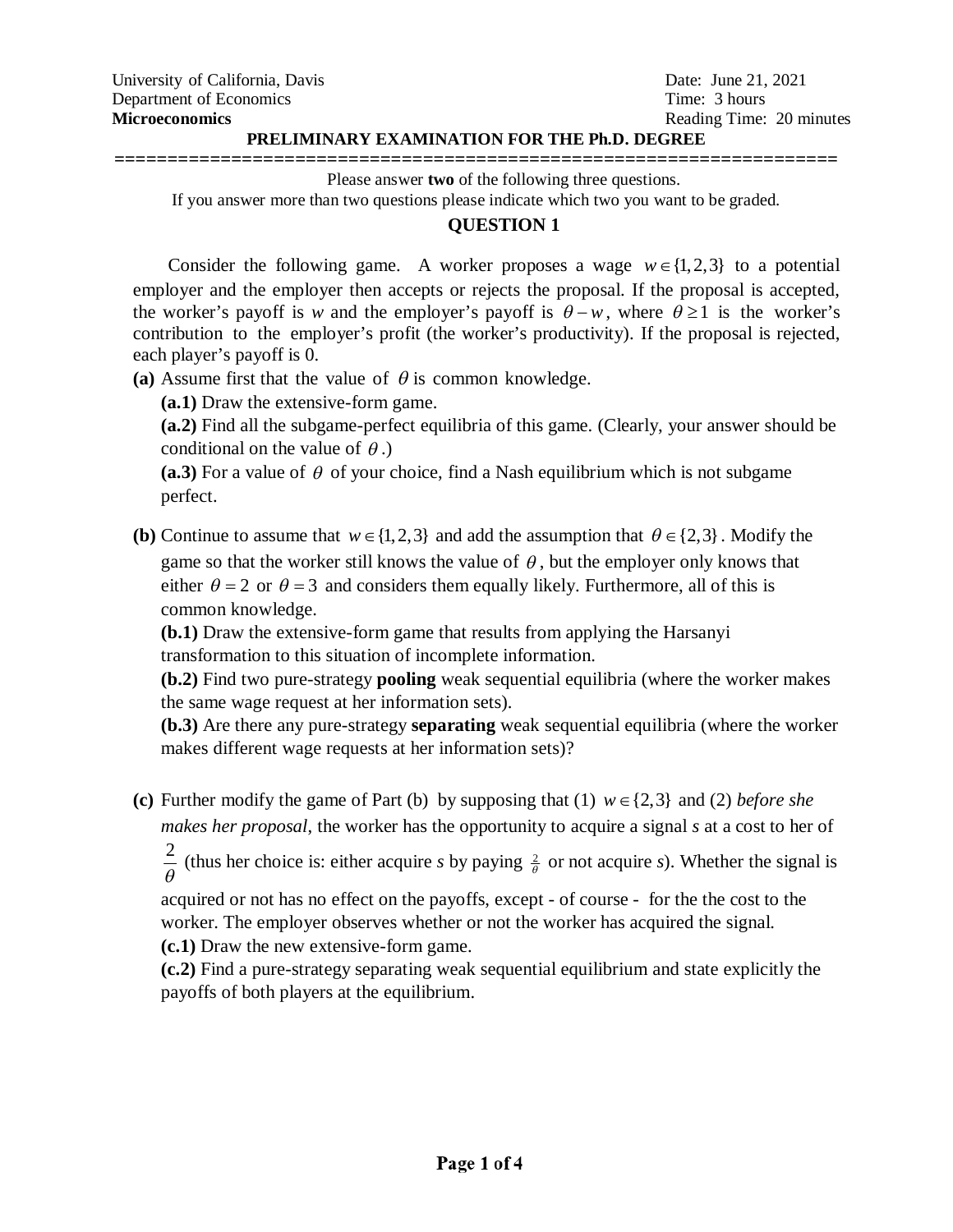University of California, Davis
Department of Economics
**Microeconomics**

Date: June 21, 2021
Time: 3 hours
Reading Time: 20 minutes

**PRELIMINARY EXAMINATION FOR THE Ph.D. DEGREE**

==================================================================

Please answer **two** of the following three questions.
If you answer more than two questions please indicate which two you want to be graded.

## QUESTION 1

Consider the following game. A worker proposes a wage $w \in \{1,2,3\}$ to a potential employer and the employer then accepts or rejects the proposal. If the proposal is accepted, the worker's payoff is *w* and the employer's payoff is $\theta - w$, where $\theta \geq 1$ is the worker's contribution to the employer's profit (the worker's productivity). If the proposal is rejected, each player's payoff is 0.

**(a)** Assume first that the value of $\theta$ is common knowledge.

**(a.1)** Draw the extensive-form game.

**(a.2)** Find all the subgame-perfect equilibria of this game. (Clearly, your answer should be conditional on the value of $\theta$.)

**(a.3)** For a value of $\theta$ of your choice, find a Nash equilibrium which is not subgame perfect.

**(b)** Continue to assume that $w \in \{1,2,3\}$ and add the assumption that $\theta \in \{2,3\}$. Modify the game so that the worker still knows the value of $\theta$, but the employer only knows that either $\theta = 2$ or $\theta = 3$ and considers them equally likely. Furthermore, all of this is common knowledge.

**(b.1)** Draw the extensive-form game that results from applying the Harsanyi transformation to this situation of incomplete information.

**(b.2)** Find two pure-strategy **pooling** weak sequential equilibria (where the worker makes the same wage request at her information sets).

**(b.3)** Are there any pure-strategy **separating** weak sequential equilibria (where the worker makes different wage requests at her information sets)?

**(c)** Further modify the game of Part (b) by supposing that (1) $w \in \{2,3\}$ and (2) *before she makes her proposal*, the worker has the opportunity to acquire a signal *s* at a cost to her of $\frac{2}{\theta}$ (thus her choice is: either acquire *s* by paying $\frac{2}{\theta}$ or not acquire *s*). Whether the signal is acquired or not has no effect on the payoffs, except - of course - for the the cost to the worker. The employer observes whether or not the worker has acquired the signal.

**(c.1)** Draw the new extensive-form game.

**(c.2)** Find a pure-strategy separating weak sequential equilibrium and state explicitly the payoffs of both players at the equilibrium.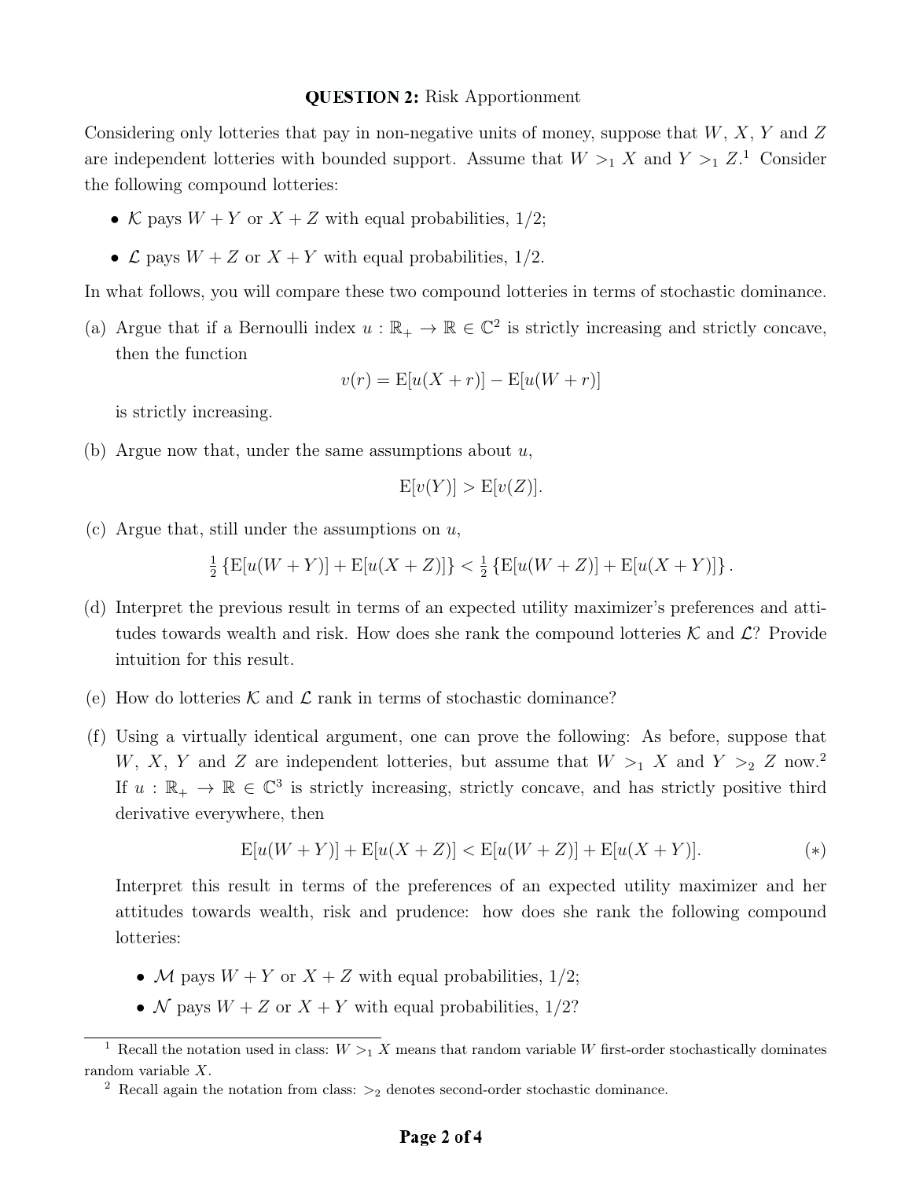**QUESTION 2:** Risk Apportionment

Considering only lotteries that pay in non-negative units of money, suppose that $W$, $X$, $Y$ and $Z$ are independent lotteries with bounded support. Assume that $W >_1 X$ and $Y >_1 Z$.[1] Consider the following compound lotteries:

- $\mathcal{K}$ pays $W + Y$ or $X + Z$ with equal probabilities, 1/2;
- $\mathcal{L}$ pays $W + Z$ or $X + Y$ with equal probabilities, 1/2.

In what follows, you will compare these two compound lotteries in terms of stochastic dominance.

(a) Argue that if a Bernoulli index $u : \mathbb{R}_+ \to \mathbb{R} \in \mathbb{C}^2$ is strictly increasing and strictly concave, then the function

$$v(r) = \mathrm{E}[u(X + r)] - \mathrm{E}[u(W + r)]$$

is strictly increasing.

(b) Argue now that, under the same assumptions about $u$,

$$\mathrm{E}[v(Y)] > \mathrm{E}[v(Z)].$$

(c) Argue that, still under the assumptions on $u$,

$$\tfrac{1}{2}\left\{\mathrm{E}[u(W + Y)] + \mathrm{E}[u(X + Z)]\right\} < \tfrac{1}{2}\left\{\mathrm{E}[u(W + Z)] + \mathrm{E}[u(X + Y)]\right\}.$$

(d) Interpret the previous result in terms of an expected utility maximizer's preferences and attitudes towards wealth and risk. How does she rank the compound lotteries $\mathcal{K}$ and $\mathcal{L}$? Provide intuition for this result.

(e) How do lotteries $\mathcal{K}$ and $\mathcal{L}$ rank in terms of stochastic dominance?

(f) Using a virtually identical argument, one can prove the following: As before, suppose that $W$, $X$, $Y$ and $Z$ are independent lotteries, but assume that $W >_1 X$ and $Y >_2 Z$ now.[2] If $u : \mathbb{R}_+ \to \mathbb{R} \in \mathbb{C}^3$ is strictly increasing, strictly concave, and has strictly positive third derivative everywhere, then

$$\mathrm{E}[u(W + Y)] + \mathrm{E}[u(X + Z)] < \mathrm{E}[u(W + Z)] + \mathrm{E}[u(X + Y)]. \qquad (*)$$

Interpret this result in terms of the preferences of an expected utility maximizer and her attitudes towards wealth, risk and prudence: how does she rank the following compound lotteries:

- $\mathcal{M}$ pays $W + Y$ or $X + Z$ with equal probabilities, 1/2;
- $\mathcal{N}$ pays $W + Z$ or $X + Y$ with equal probabilities, 1/2?

---

[1] Recall the notation used in class: $W >_1 X$ means that random variable $W$ first-order stochastically dominates random variable $X$.

[2] Recall again the notation from class: $>_2$ denotes second-order stochastic dominance.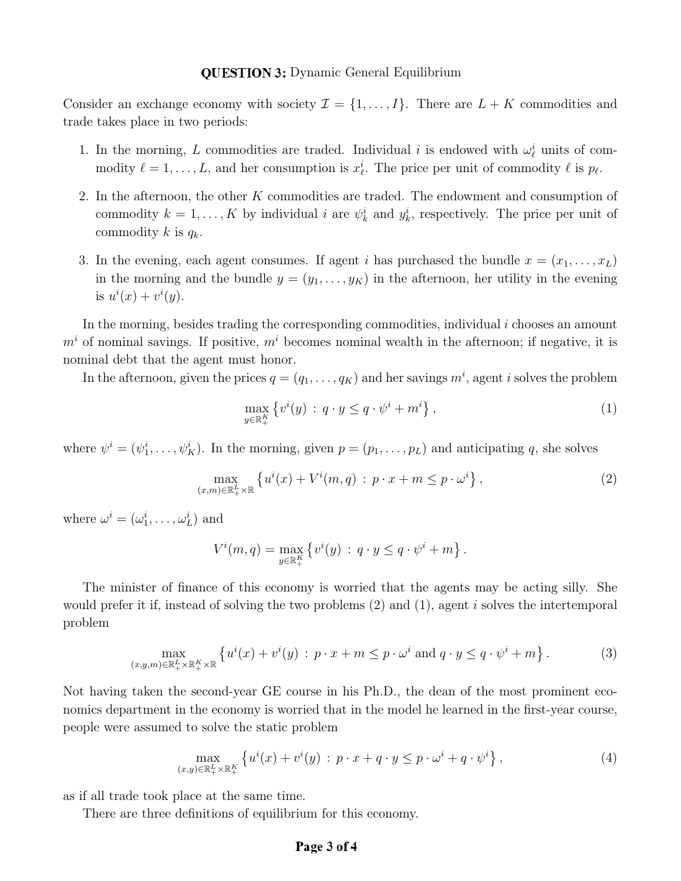**QUESTION 3:** Dynamic General Equilibrium

Consider an exchange economy with society $\mathcal{I} = \{1, \ldots, I\}$. There are $L + K$ commodities and trade takes place in two periods:

1. In the morning, $L$ commodities are traded. Individual $i$ is endowed with $\omega^i_\ell$ units of commodity $\ell = 1, \ldots, L$, and her consumption is $x^i_\ell$. The price per unit of commodity $\ell$ is $p_\ell$.
2. In the afternoon, the other $K$ commodities are traded. The endowment and consumption of commodity $k = 1, \ldots, K$ by individual $i$ are $\psi^i_k$ and $y^i_k$, respectively. The price per unit of commodity $k$ is $q_k$.
3. In the evening, each agent consumes. If agent $i$ has purchased the bundle $x = (x_1, \ldots, x_L)$ in the morning and the bundle $y = (y_1, \ldots, y_K)$ in the afternoon, her utility in the evening is $u^i(x) + v^i(y)$.

In the morning, besides trading the corresponding commodities, individual $i$ chooses an amount $m^i$ of nominal savings. If positive, $m^i$ becomes nominal wealth in the afternoon; if negative, it is nominal debt that the agent must honor.

In the afternoon, given the prices $q = (q_1, \ldots, q_K)$ and her savings $m^i$, agent $i$ solves the problem

$$\max_{y \in \mathbb{R}^K_+} \left\{ v^i(y) \,:\, q \cdot y \leq q \cdot \psi^i + m^i \right\}, \tag{1}$$

where $\psi^i = (\psi^i_1, \ldots, \psi^i_K)$. In the morning, given $p = (p_1, \ldots, p_L)$ and anticipating $q$, she solves

$$\max_{(x,m) \in \mathbb{R}^L_+ \times \mathbb{R}} \left\{ u^i(x) + V^i(m, q) \,:\, p \cdot x + m \leq p \cdot \omega^i \right\}, \tag{2}$$

where $\omega^i = (\omega^i_1, \ldots, \omega^i_L)$ and

$$V^i(m, q) = \max_{y \in \mathbb{R}^K_+} \left\{ v^i(y) \,:\, q \cdot y \leq q \cdot \psi^i + m \right\}.$$

The minister of finance of this economy is worried that the agents may be acting silly. She would prefer it if, instead of solving the two problems (2) and (1), agent $i$ solves the intertemporal problem

$$\max_{(x,y,m) \in \mathbb{R}^L_+ \times \mathbb{R}^K_+ \times \mathbb{R}} \left\{ u^i(x) + v^i(y) \,:\, p \cdot x + m \leq p \cdot \omega^i \text{ and } q \cdot y \leq q \cdot \psi^i + m \right\}. \tag{3}$$

Not having taken the second-year GE course in his Ph.D., the dean of the most prominent economics department in the economy is worried that in the model he learned in the first-year course, people were assumed to solve the static problem

$$\max_{(x,y) \in \mathbb{R}^L_+ \times \mathbb{R}^K_+} \left\{ u^i(x) + v^i(y) \,:\, p \cdot x + q \cdot y \leq p \cdot \omega^i + q \cdot \psi^i \right\}, \tag{4}$$

as if all trade took place at the same time.

There are three definitions of equilibrium for this economy.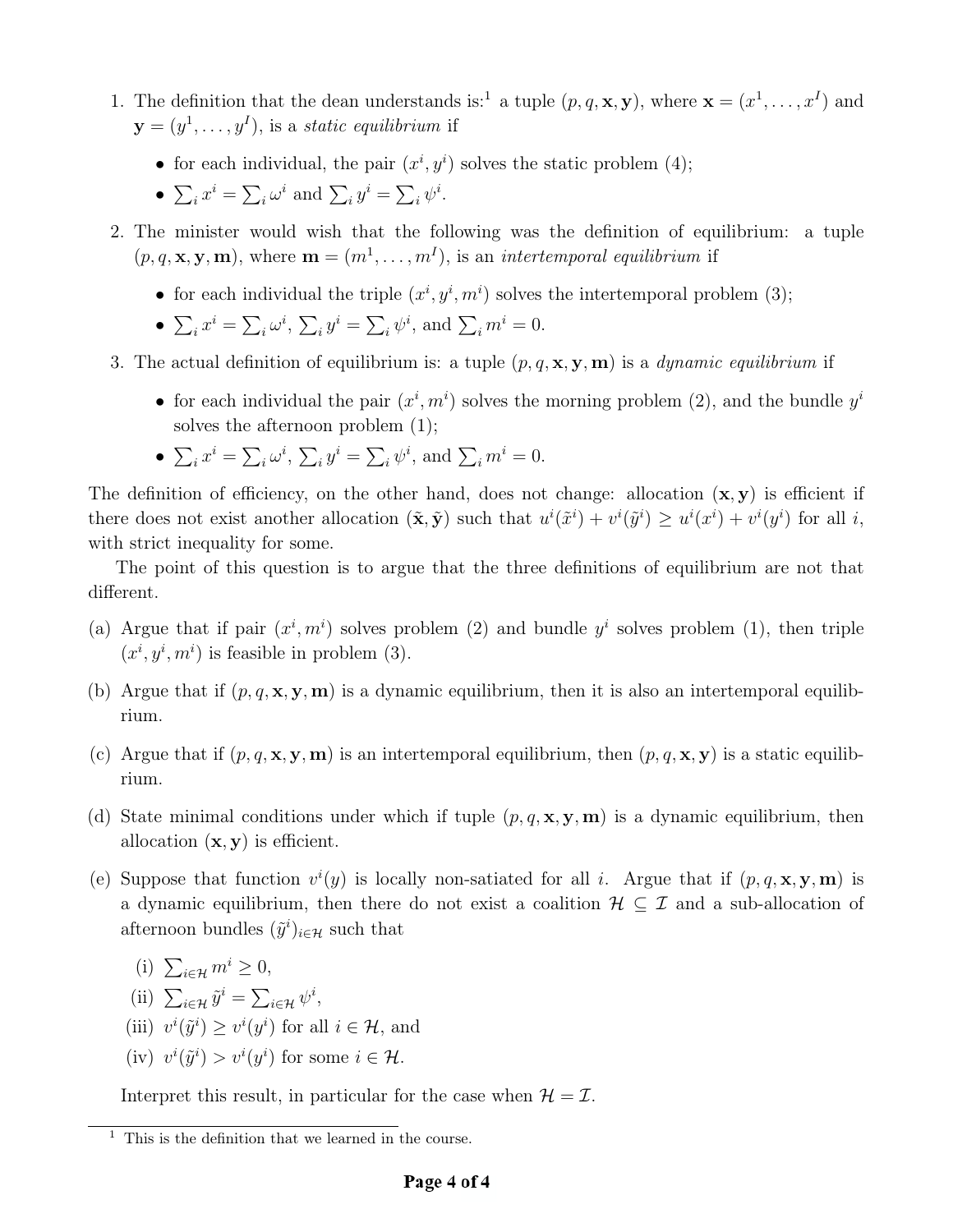1. The definition that the dean understands is:[1] a tuple $(p, q, \mathbf{x}, \mathbf{y})$, where $\mathbf{x} = (x^1, \ldots, x^I)$ and $\mathbf{y} = (y^1, \ldots, y^I)$, is a *static equilibrium* if

   - for each individual, the pair $(x^i, y^i)$ solves the static problem (4);
   - $\sum_i x^i = \sum_i \omega^i$ and $\sum_i y^i = \sum_i \psi^i$.

2. The minister would wish that the following was the definition of equilibrium: a tuple $(p, q, \mathbf{x}, \mathbf{y}, \mathbf{m})$, where $\mathbf{m} = (m^1, \ldots, m^I)$, is an *intertemporal equilibrium* if

   - for each individual the triple $(x^i, y^i, m^i)$ solves the intertemporal problem (3);
   - $\sum_i x^i = \sum_i \omega^i$, $\sum_i y^i = \sum_i \psi^i$, and $\sum_i m^i = 0$.

3. The actual definition of equilibrium is: a tuple $(p, q, \mathbf{x}, \mathbf{y}, \mathbf{m})$ is a *dynamic equilibrium* if

   - for each individual the pair $(x^i, m^i)$ solves the morning problem (2), and the bundle $y^i$ solves the afternoon problem (1);
   - $\sum_i x^i = \sum_i \omega^i$, $\sum_i y^i = \sum_i \psi^i$, and $\sum_i m^i = 0$.

The definition of efficiency, on the other hand, does not change: allocation $(\mathbf{x}, \mathbf{y})$ is efficient if there does not exist another allocation $(\tilde{\mathbf{x}}, \tilde{\mathbf{y}})$ such that $u^i(\tilde{x}^i) + v^i(\tilde{y}^i) \geq u^i(x^i) + v^i(y^i)$ for all $i$, with strict inequality for some.

The point of this question is to argue that the three definitions of equilibrium are not that different.

(a) Argue that if pair $(x^i, m^i)$ solves problem (2) and bundle $y^i$ solves problem (1), then triple $(x^i, y^i, m^i)$ is feasible in problem (3).

(b) Argue that if $(p, q, \mathbf{x}, \mathbf{y}, \mathbf{m})$ is a dynamic equilibrium, then it is also an intertemporal equilibrium.

(c) Argue that if $(p, q, \mathbf{x}, \mathbf{y}, \mathbf{m})$ is an intertemporal equilibrium, then $(p, q, \mathbf{x}, \mathbf{y})$ is a static equilibrium.

(d) State minimal conditions under which if tuple $(p, q, \mathbf{x}, \mathbf{y}, \mathbf{m})$ is a dynamic equilibrium, then allocation $(\mathbf{x}, \mathbf{y})$ is efficient.

(e) Suppose that function $v^i(y)$ is locally non-satiated for all $i$. Argue that if $(p, q, \mathbf{x}, \mathbf{y}, \mathbf{m})$ is a dynamic equilibrium, then there do not exist a coalition $\mathcal{H} \subseteq \mathcal{I}$ and a sub-allocation of afternoon bundles $(\tilde{y}^i)_{i \in \mathcal{H}}$ such that

   (i) $\sum_{i \in \mathcal{H}} m^i \geq 0$,

   (ii) $\sum_{i \in \mathcal{H}} \tilde{y}^i = \sum_{i \in \mathcal{H}} \psi^i$,

   (iii) $v^i(\tilde{y}^i) \geq v^i(y^i)$ for all $i \in \mathcal{H}$, and

   (iv) $v^i(\tilde{y}^i) > v^i(y^i)$ for some $i \in \mathcal{H}$.

   Interpret this result, in particular for the case when $\mathcal{H} = \mathcal{I}$.

[1] This is the definition that we learned in the course.